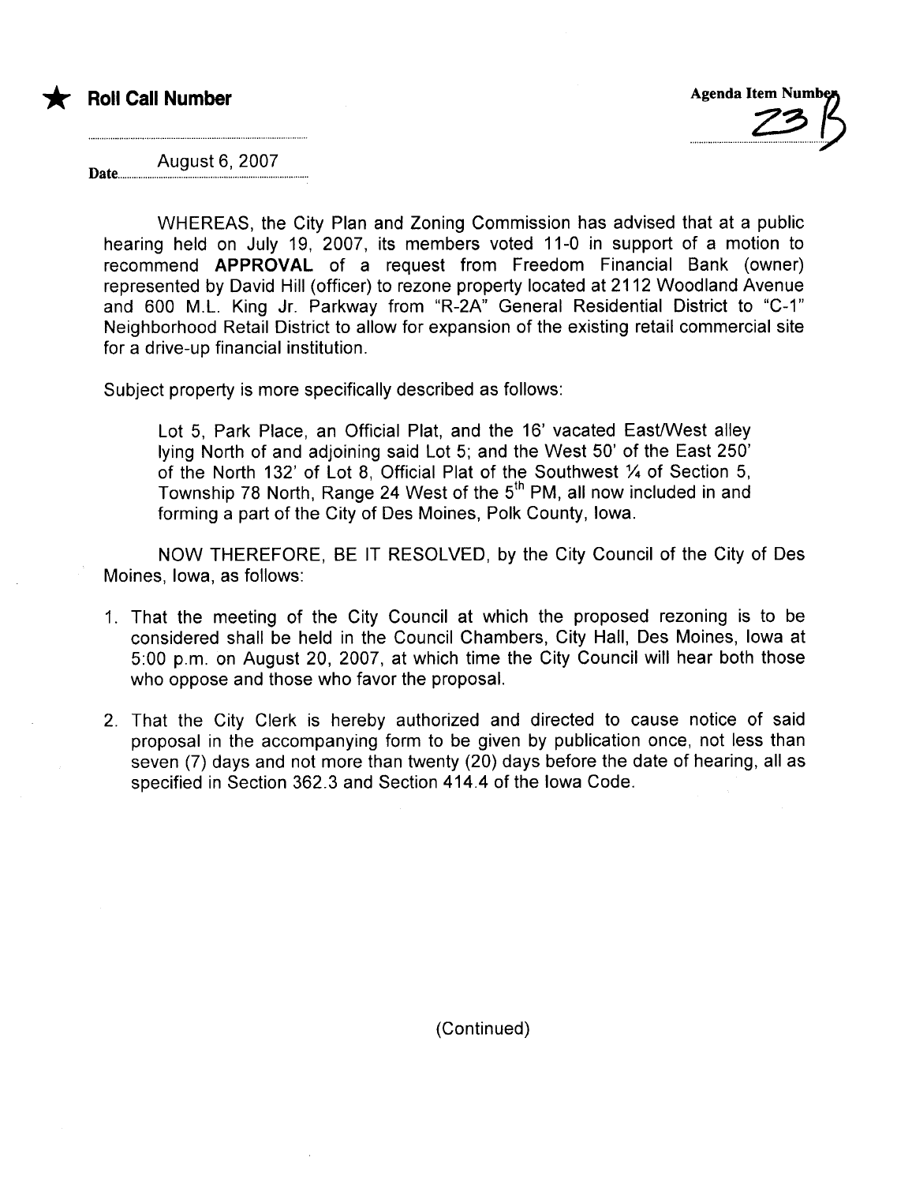★ **Roll Call Number**

**Agenda Item Number** 23B

**Date** August 6, 2007

WHEREAS, the City Plan and Zoning Commission has advised that at a public hearing held on July 19, 2007, its members voted 11-0 in support of a motion to recommend **APPROVAL** of a request from Freedom Financial Bank (owner) represented by David Hill (officer) to rezone property located at 2112 Woodland Avenue and 600 M.L. King Jr. Parkway from "R-2A" General Residential District to "C-1" Neighborhood Retail District to allow for expansion of the existing retail commercial site for a drive-up financial institution.

Subject property is more specifically described as follows:

> Lot 5, Park Place, an Official Plat, and the 16' vacated East/West alley lying North of and adjoining said Lot 5; and the West 50' of the East 250' of the North 132' of Lot 8, Official Plat of the Southwest ¼ of Section 5, Township 78 North, Range 24 West of the 5th PM, all now included in and forming a part of the City of Des Moines, Polk County, Iowa.

NOW THEREFORE, BE IT RESOLVED, by the City Council of the City of Des Moines, Iowa, as follows:

1. That the meeting of the City Council at which the proposed rezoning is to be considered shall be held in the Council Chambers, City Hall, Des Moines, Iowa at 5:00 p.m. on August 20, 2007, at which time the City Council will hear both those who oppose and those who favor the proposal.

2. That the City Clerk is hereby authorized and directed to cause notice of said proposal in the accompanying form to be given by publication once, not less than seven (7) days and not more than twenty (20) days before the date of hearing, all as specified in Section 362.3 and Section 414.4 of the Iowa Code.

(Continued)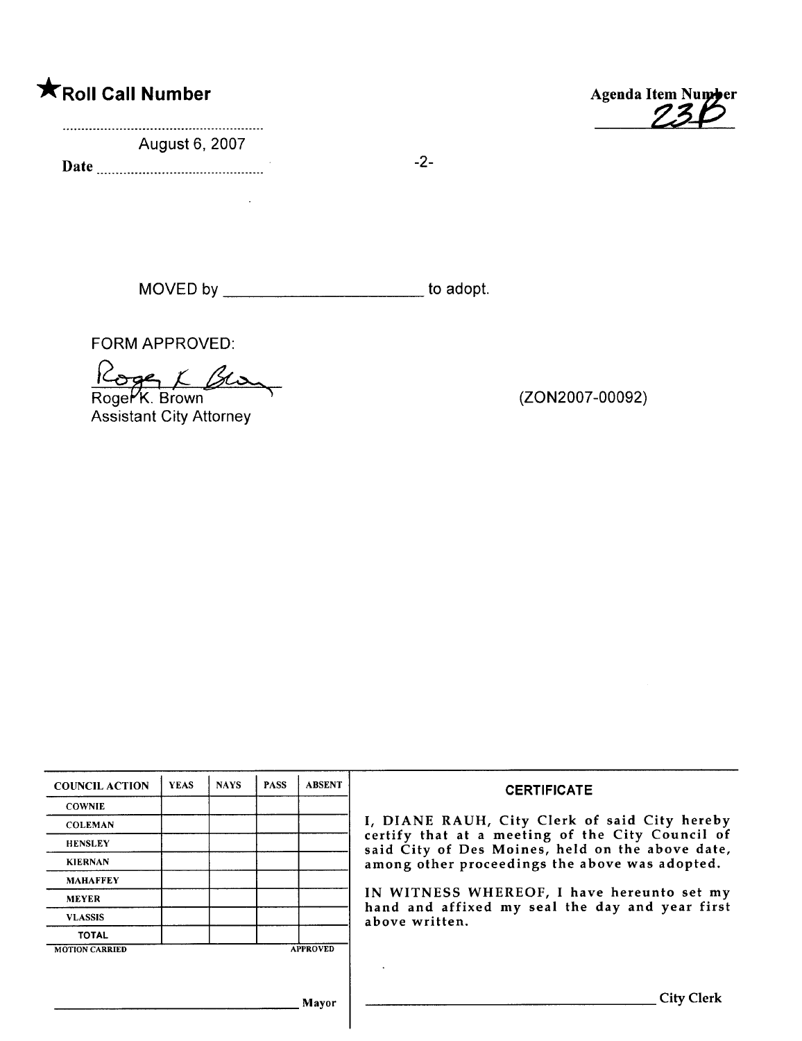★**Roll Call Number**

Agenda Item Number
23B

Date August 6, 2007

-2-

MOVED by ______________________ to adopt.

FORM APPROVED:

Roger K. Brown
Assistant City Attorney

(ZON2007-00092)

| COUNCIL ACTION | YEAS | NAYS | PASS | ABSENT |
|---|---|---|---|---|
| COWNIE | | | | |
| COLEMAN | | | | |
| HENSLEY | | | | |
| KIERNAN | | | | |
| MAHAFFEY | | | | |
| MEYER | | | | |
| VLASSIS | | | | |
| TOTAL | | | | |
| MOTION CARRIED | | | | APPROVED |

______________________________ Mayor

**CERTIFICATE**

I, DIANE RAUH, City Clerk of said City hereby certify that at a meeting of the City Council of said City of Des Moines, held on the above date, among other proceedings the above was adopted.

IN WITNESS WHEREOF, I have hereunto set my hand and affixed my seal the day and year first above written.

______________________________ City Clerk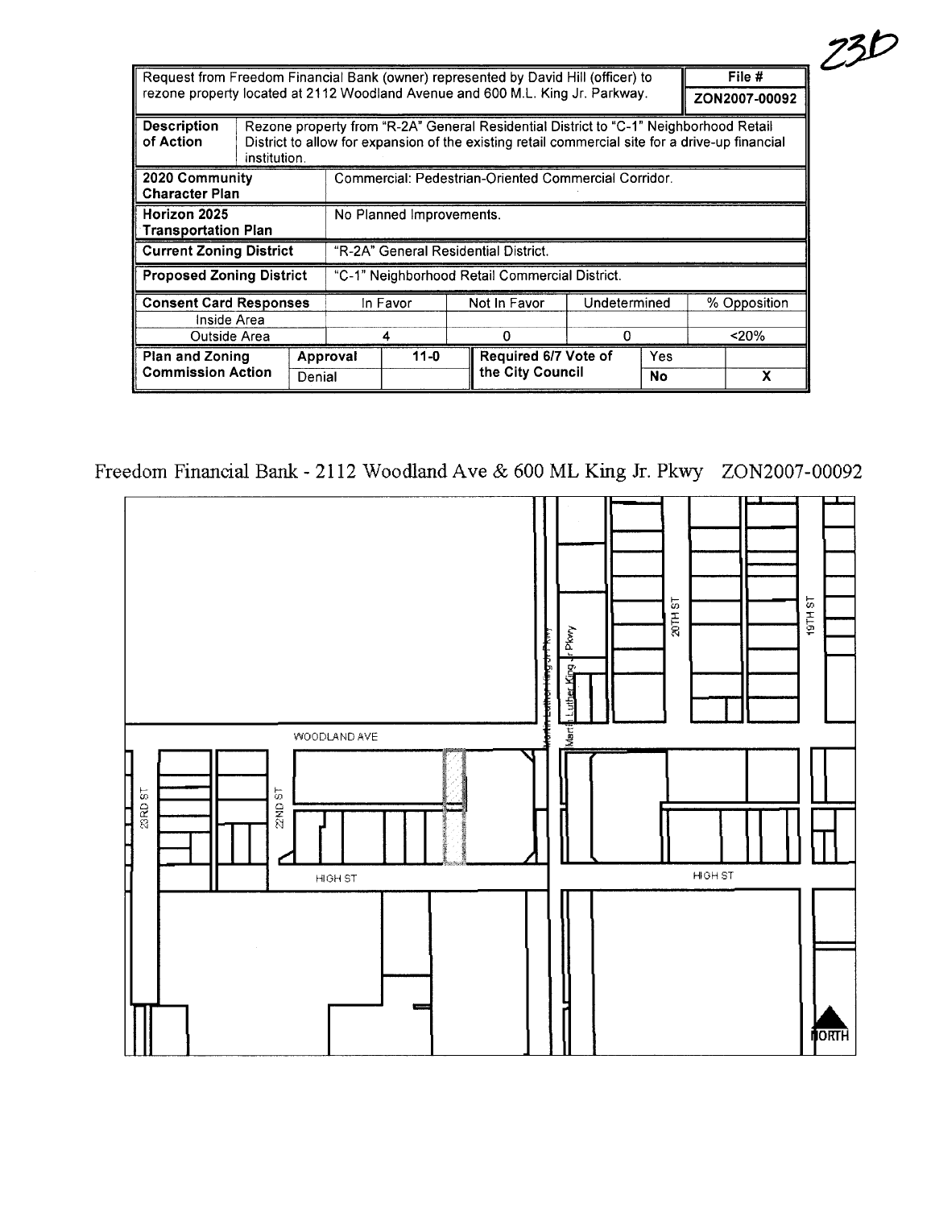23D

| Request from Freedom Financial Bank (owner) represented by David Hill (officer) to rezone property located at 2112 Woodland Avenue and 600 M.L. King Jr. Parkway. | | | | | | | File # ZON2007-00092 |
|---|---|---|---|---|---|---|---|
| **Description of Action** | Rezone property from "R-2A" General Residential District to "C-1" Neighborhood Retail District to allow for expansion of the existing retail commercial site for a drive-up financial institution. | | | | | | |
| **2020 Community Character Plan** | Commercial: Pedestrian-Oriented Commercial Corridor. | | | | | | |
| **Horizon 2025 Transportation Plan** | No Planned Improvements. | | | | | | |
| **Current Zoning District** | "R-2A" General Residential District. | | | | | | |
| **Proposed Zoning District** | "C-1" Neighborhood Retail Commercial District. | | | | | | |
| **Consent Card Responses** | In Favor | | Not In Favor | Undetermined | | % Opposition | |
| Inside Area | | | | | | | |
| Outside Area | 4 | | 0 | 0 | | <20% | |
| **Plan and Zoning Commission Action** | **Approval** | **11-0** | **Required 6/7 Vote of the City Council** | Yes | | | |
| | Denial | | | **No** | | X | |

Freedom Financial Bank - 2112 Woodland Ave & 600 ML King Jr. Pkwy ZON2007-00092

WOODLAND AVE

23RD ST

22ND ST

HIGH ST

Martin Luther King Jr Pkwy

20TH ST

19TH ST

NORTH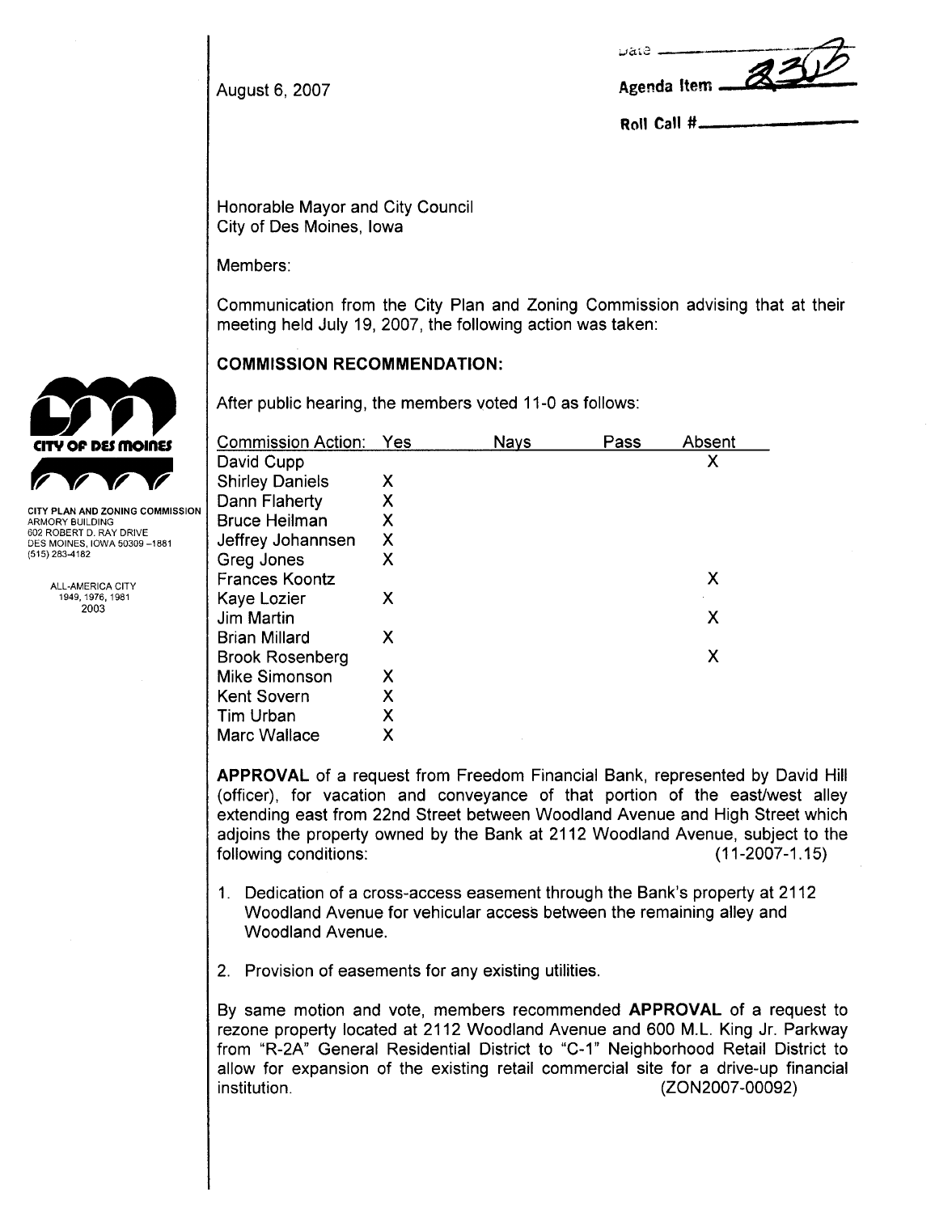August 6, 2007

Date

Agenda Item 23B

Roll Call #

CITY OF DES MOINES

CITY PLAN AND ZONING COMMISSION
ARMORY BUILDING
602 ROBERT D. RAY DRIVE
DES MOINES, IOWA 50309-1881
(515) 283-4182

ALL-AMERICA CITY
1949, 1976, 1981
2003

Honorable Mayor and City Council
City of Des Moines, Iowa

Members:

Communication from the City Plan and Zoning Commission advising that at their meeting held July 19, 2007, the following action was taken:

## COMMISSION RECOMMENDATION:

After public hearing, the members voted 11-0 as follows:

| Commission Action: | Yes | Nays | Pass | Absent |
|---|---|---|---|---|
| David Cupp | | | | X |
| Shirley Daniels | X | | | |
| Dann Flaherty | X | | | |
| Bruce Heilman | X | | | |
| Jeffrey Johannsen | X | | | |
| Greg Jones | X | | | |
| Frances Koontz | | | | X |
| Kaye Lozier | X | | | |
| Jim Martin | | | | X |
| Brian Millard | X | | | |
| Brook Rosenberg | | | | X |
| Mike Simonson | X | | | |
| Kent Sovern | X | | | |
| Tim Urban | X | | | |
| Marc Wallace | X | | | |

**APPROVAL** of a request from Freedom Financial Bank, represented by David Hill (officer), for vacation and conveyance of that portion of the east/west alley extending east from 22nd Street between Woodland Avenue and High Street which adjoins the property owned by the Bank at 2112 Woodland Avenue, subject to the following conditions: (11-2007-1.15)

1. Dedication of a cross-access easement through the Bank's property at 2112 Woodland Avenue for vehicular access between the remaining alley and Woodland Avenue.

2. Provision of easements for any existing utilities.

By same motion and vote, members recommended **APPROVAL** of a request to rezone property located at 2112 Woodland Avenue and 600 M.L. King Jr. Parkway from "R-2A" General Residential District to "C-1" Neighborhood Retail District to allow for expansion of the existing retail commercial site for a drive-up financial institution. (ZON2007-00092)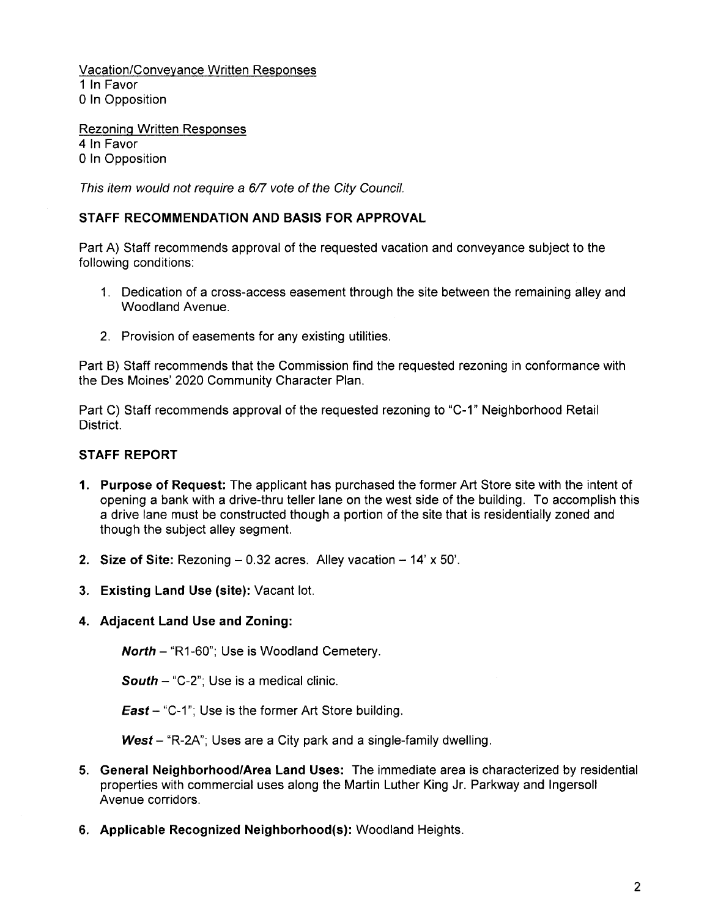Vacation/Conveyance Written Responses
1 In Favor
0 In Opposition

Rezoning Written Responses
4 In Favor
0 In Opposition

*This item would not require a 6/7 vote of the City Council.*

## STAFF RECOMMENDATION AND BASIS FOR APPROVAL

Part A) Staff recommends approval of the requested vacation and conveyance subject to the following conditions:

1. Dedication of a cross-access easement through the site between the remaining alley and Woodland Avenue.
2. Provision of easements for any existing utilities.

Part B) Staff recommends that the Commission find the requested rezoning in conformance with the Des Moines' 2020 Community Character Plan.

Part C) Staff recommends approval of the requested rezoning to "C-1" Neighborhood Retail District.

## STAFF REPORT

1. **Purpose of Request:** The applicant has purchased the former Art Store site with the intent of opening a bank with a drive-thru teller lane on the west side of the building. To accomplish this a drive lane must be constructed though a portion of the site that is residentially zoned and though the subject alley segment.
2. **Size of Site:** Rezoning – 0.32 acres. Alley vacation – 14' x 50'.
3. **Existing Land Use (site):** Vacant lot.
4. **Adjacent Land Use and Zoning:**

   ***North*** – "R1-60"; Use is Woodland Cemetery.

   ***South*** – "C-2"; Use is a medical clinic.

   ***East*** – "C-1"; Use is the former Art Store building.

   ***West*** – "R-2A"; Uses are a City park and a single-family dwelling.
5. **General Neighborhood/Area Land Uses:** The immediate area is characterized by residential properties with commercial uses along the Martin Luther King Jr. Parkway and Ingersoll Avenue corridors.
6. **Applicable Recognized Neighborhood(s):** Woodland Heights.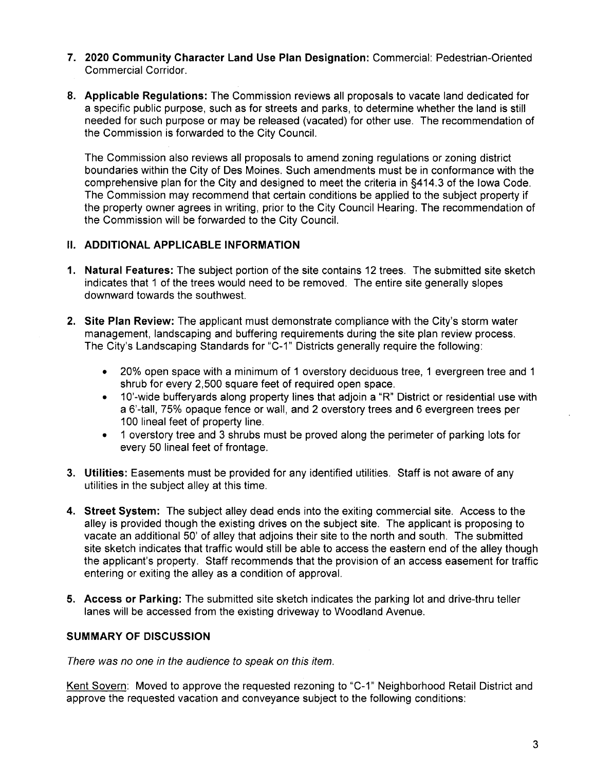7. **2020 Community Character Land Use Plan Designation:** Commercial: Pedestrian-Oriented Commercial Corridor.

8. **Applicable Regulations:** The Commission reviews all proposals to vacate land dedicated for a specific public purpose, such as for streets and parks, to determine whether the land is still needed for such purpose or may be released (vacated) for other use. The recommendation of the Commission is forwarded to the City Council.

   The Commission also reviews all proposals to amend zoning regulations or zoning district boundaries within the City of Des Moines. Such amendments must be in conformance with the comprehensive plan for the City and designed to meet the criteria in §414.3 of the Iowa Code. The Commission may recommend that certain conditions be applied to the subject property if the property owner agrees in writing, prior to the City Council Hearing. The recommendation of the Commission will be forwarded to the City Council.

## II. ADDITIONAL APPLICABLE INFORMATION

1. **Natural Features:** The subject portion of the site contains 12 trees. The submitted site sketch indicates that 1 of the trees would need to be removed. The entire site generally slopes downward towards the southwest.

2. **Site Plan Review:** The applicant must demonstrate compliance with the City's storm water management, landscaping and buffering requirements during the site plan review process. The City's Landscaping Standards for "C-1" Districts generally require the following:

   - 20% open space with a minimum of 1 overstory deciduous tree, 1 evergreen tree and 1 shrub for every 2,500 square feet of required open space.
   - 10'-wide bufferyards along property lines that adjoin a "R" District or residential use with a 6'-tall, 75% opaque fence or wall, and 2 overstory trees and 6 evergreen trees per 100 lineal feet of property line.
   - 1 overstory tree and 3 shrubs must be proved along the perimeter of parking lots for every 50 lineal feet of frontage.

3. **Utilities:** Easements must be provided for any identified utilities. Staff is not aware of any utilities in the subject alley at this time.

4. **Street System:** The subject alley dead ends into the exiting commercial site. Access to the alley is provided though the existing drives on the subject site. The applicant is proposing to vacate an additional 50' of alley that adjoins their site to the north and south. The submitted site sketch indicates that traffic would still be able to access the eastern end of the alley though the applicant's property. Staff recommends that the provision of an access easement for traffic entering or exiting the alley as a condition of approval.

5. **Access or Parking:** The submitted site sketch indicates the parking lot and drive-thru teller lanes will be accessed from the existing driveway to Woodland Avenue.

## SUMMARY OF DISCUSSION

*There was no one in the audience to speak on this item.*

Kent Sovern: Moved to approve the requested rezoning to "C-1" Neighborhood Retail District and approve the requested vacation and conveyance subject to the following conditions: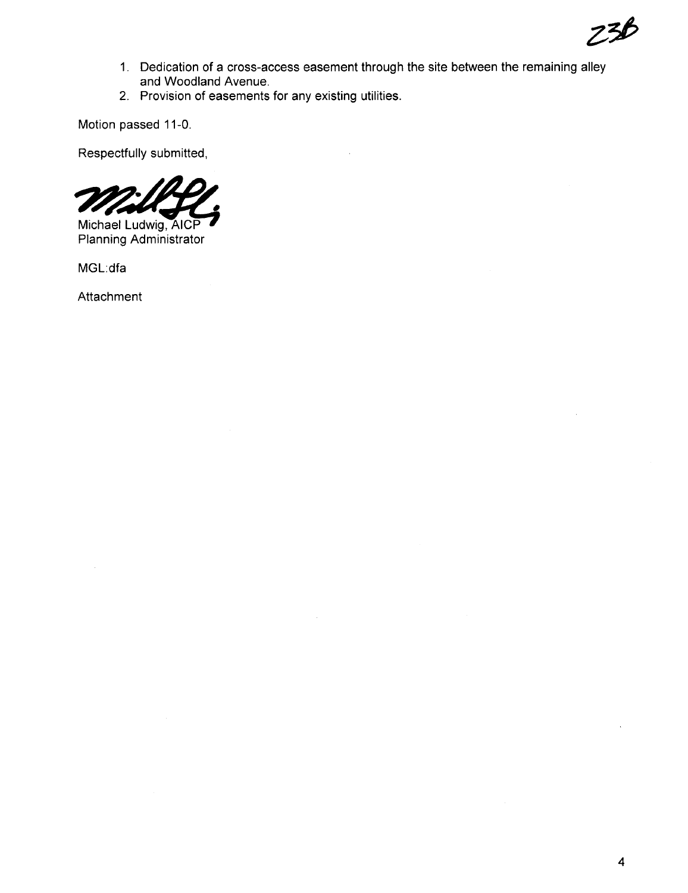1. Dedication of a cross-access easement through the site between the remaining alley and Woodland Avenue.
2. Provision of easements for any existing utilities.

Motion passed 11-0.

Respectfully submitted,

Michael Ludwig, AICP
Planning Administrator

MGL:dfa

Attachment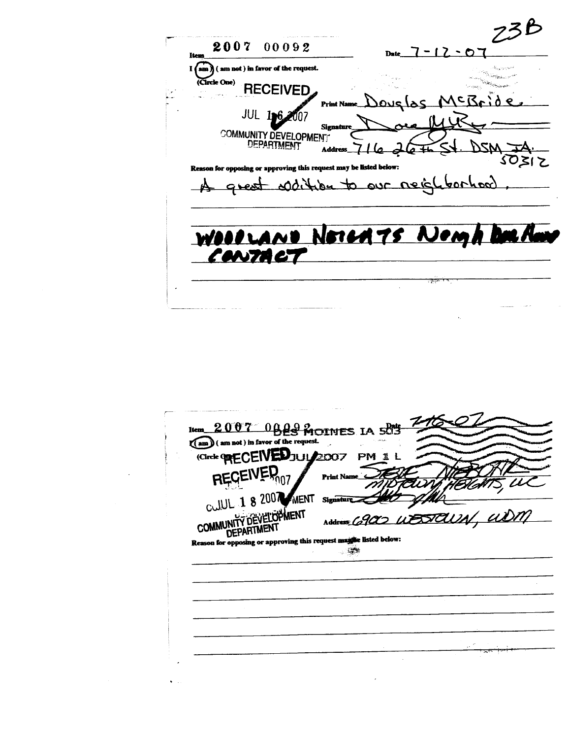23B

**Item** 2007 00092 **Date** 7-12-07

I (**am**) ( am not ) in favor of the request.
(Circle One)

RECEIVED
JUL 16 2007
COMMUNITY DEVELOPMENT DEPARTMENT

**Print Name** Douglas McBride

**Signature** Doug McB

**Address** 716 26th St. DSM IA. 50312

**Reason for opposing or approving this request may be listed below:**

A great addition to our neighborhood.

WOODLAND HEIGHTS NEIGHBORHOOD CONTACT

---

**Item** 2007 00092 DES MOINES IA 503 **Date** 7-16-07

I (**am**) ( am not ) in favor of the request.
(Circle One)

RECEIVED JUL 2007 PM 1 L

RECEIVED JUL 18 2007
COMMUNITY DEVELOPMENT DEPARTMENT

**Print Name** Steve Niebohr
Midtown Heights, LLC

**Signature** [signature]

**Address** 6900 Westown, WDM

**Reason for opposing or approving this request may be listed below:**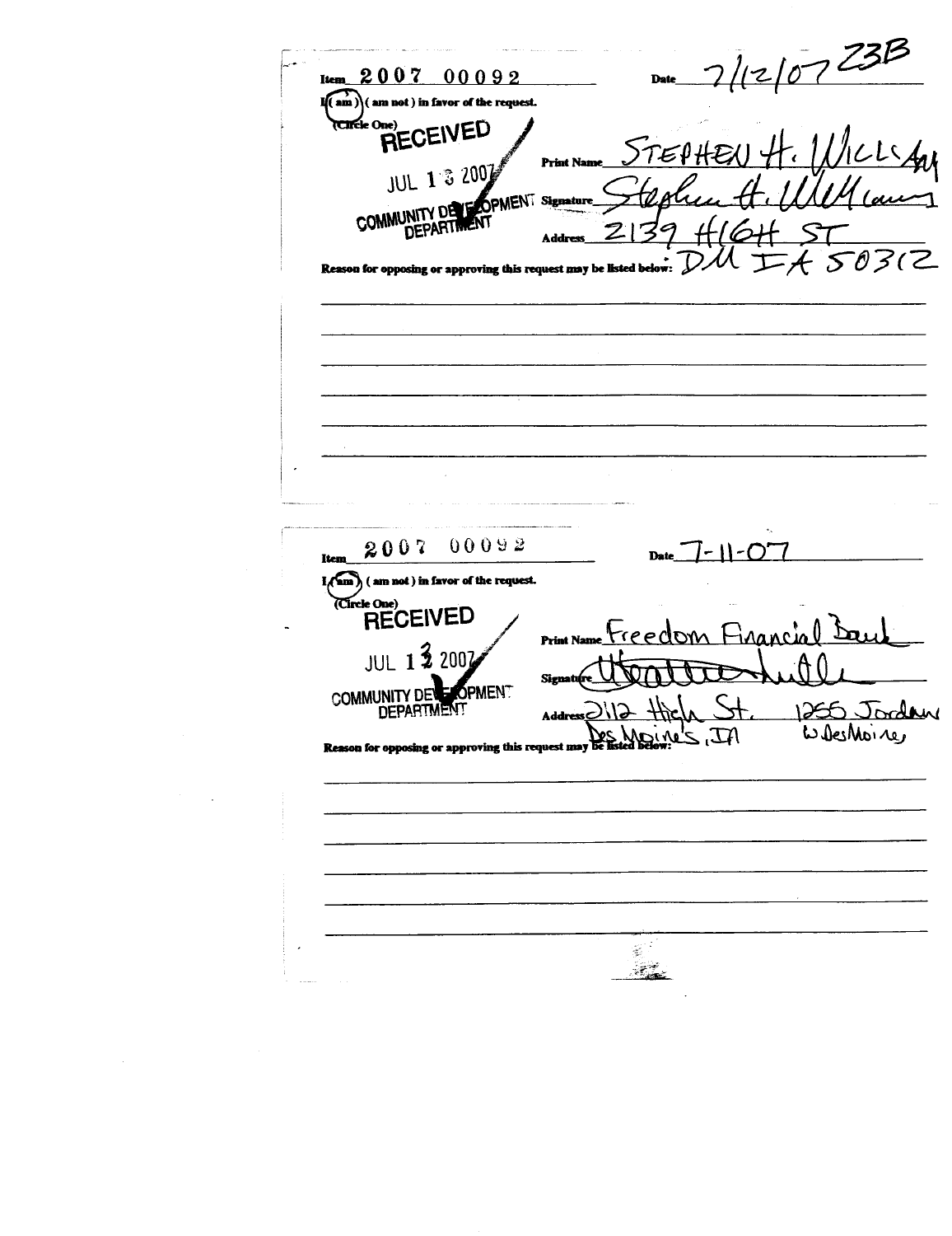Item 2007 00092 Date 7/12/07 23B

I (am) (am not) in favor of the request.
(Circle One)

RECEIVED
JUL 13 2007
COMMUNITY DEVELOPMENT DEPARTMENT

Print Name STEPHEN H. WILLIAMS

Signature Stephen H. Williams

Address 2139 HIGH ST DM IA 50312

Reason for opposing or approving this request may be listed below:

---

Item 2007 00092 Date 7-11-07

I (am) (am not) in favor of the request.
(Circle One)

RECEIVED
JUL 13 2007
COMMUNITY DEVELOPMENT DEPARTMENT

Print Name Freedom Financial Bank

Signature

Address 2112 High St. Des Moines, IA 1255 Jordan W DesMoines

Reason for opposing or approving this request may be listed below: